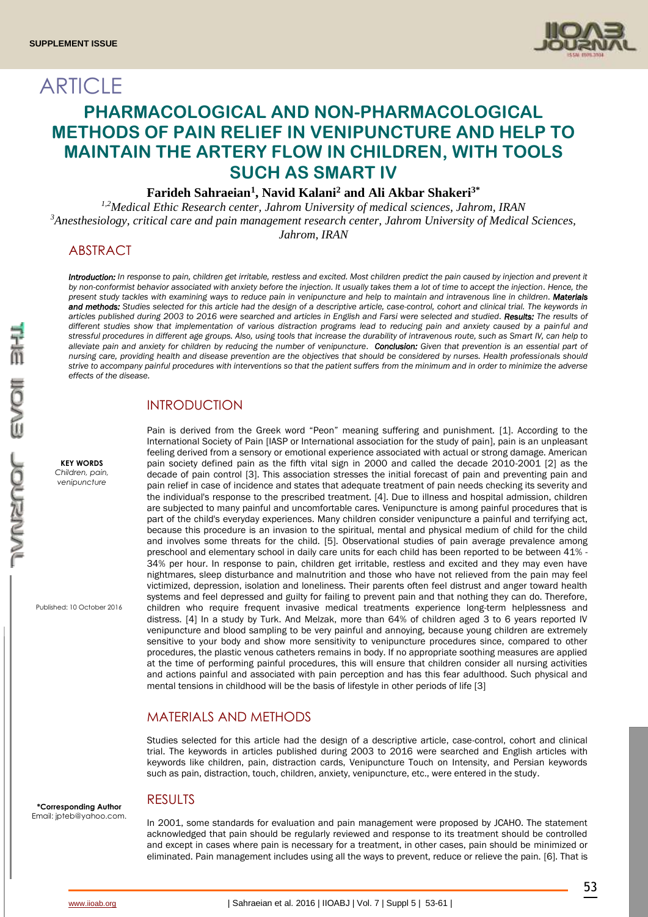SUPPLEMENT ISSUE

ARTICLE

# PHARMACOLOGICAL AND NON-PHARMACOLOGICAL METHODS OF PAIN RELIEF IN VENIPUNCTURE AND HELP TO MAINTAIN THE ARTERY FLOW IN CHILDREN, WITH TOOLS SUCH AS SMART IV

**Farideh Sahraeian[1], Navid Kalani[2] and Ali Akbar Shakeri[3*]**

*[1,2]Medical Ethic Research center, Jahrom University of medical sciences, Jahrom, IRAN*
*[3]Anesthesiology, critical care and pain management research center, Jahrom University of Medical Sciences, Jahrom, IRAN*

## ABSTRACT

***Introduction:*** *In response to pain, children get irritable, restless and excited. Most children predict the pain caused by injection and prevent it by non-conformist behavior associated with anxiety before the injection. It usually takes them a lot of time to accept the injection. Hence, the present study tackles with examining ways to reduce pain in venipuncture and help to maintain and intravenous line in children.* ***Materials and methods:*** *Studies selected for this article had the design of a descriptive article, case-control, cohort and clinical trial. The keywords in articles published during 2003 to 2016 were searched and articles in English and Farsi were selected and studied.* ***Results:*** *The results of different studies show that implementation of various distraction programs lead to reducing pain and anxiety caused by a painful and stressful procedures in different age groups. Also, using tools that increase the durability of intravenous route, such as Smart IV, can help to alleviate pain and anxiety for children by reducing the number of venipuncture.* ***Conclusion:*** *Given that prevention is an essential part of nursing care, providing health and disease prevention are the objectives that should be considered by nurses. Health professionals should strive to accompany painful procedures with interventions so that the patient suffers from the minimum and in order to minimize the adverse effects of the disease.*

**KEY WORDS**
*Children, pain, venipuncture*

Published: 10 October 2016

**\*Corresponding Author**
Email: jpteb@yahoo.com.

## INTRODUCTION

Pain is derived from the Greek word "Peon" meaning suffering and punishment. [1]. According to the International Society of Pain [IASP or International association for the study of pain], pain is an unpleasant feeling derived from a sensory or emotional experience associated with actual or strong damage. American pain society defined pain as the fifth vital sign in 2000 and called the decade 2010-2001 [2] as the decade of pain control [3]. This association stresses the initial forecast of pain and preventing pain and pain relief in case of incidence and states that adequate treatment of pain needs checking its severity and the individual's response to the prescribed treatment. [4]. Due to illness and hospital admission, children are subjected to many painful and uncomfortable cares. Venipuncture is among painful procedures that is part of the child's everyday experiences. Many children consider venipuncture a painful and terrifying act, because this procedure is an invasion to the spiritual, mental and physical medium of child for the child and involves some threats for the child. [5]. Observational studies of pain average prevalence among preschool and elementary school in daily care units for each child has been reported to be between 41% - 34% per hour. In response to pain, children get irritable, restless and excited and they may even have nightmares, sleep disturbance and malnutrition and those who have not relieved from the pain may feel victimized, depression, isolation and loneliness. Their parents often feel distrust and anger toward health systems and feel depressed and guilty for failing to prevent pain and that nothing they can do. Therefore, children who require frequent invasive medical treatments experience long-term helplessness and distress. [4] In a study by Turk. And Melzak, more than 64% of children aged 3 to 6 years reported IV venipuncture and blood sampling to be very painful and annoying, because young children are extremely sensitive to your body and show more sensitivity to venipuncture procedures since, compared to other procedures, the plastic venous catheters remains in body. If no appropriate soothing measures are applied at the time of performing painful procedures, this will ensure that children consider all nursing activities and actions painful and associated with pain perception and has this fear adulthood. Such physical and mental tensions in childhood will be the basis of lifestyle in other periods of life [3]

## MATERIALS AND METHODS

Studies selected for this article had the design of a descriptive article, case-control, cohort and clinical trial. The keywords in articles published during 2003 to 2016 were searched and English articles with keywords like children, pain, distraction cards, Venipuncture Touch on Intensity, and Persian keywords such as pain, distraction, touch, children, anxiety, venipuncture, etc., were entered in the study.

## RESULTS

In 2001, some standards for evaluation and pain management were proposed by JCAHO. The statement acknowledged that pain should be regularly reviewed and response to its treatment should be controlled and except in cases where pain is necessary for a treatment, in other cases, pain should be minimized or eliminated. Pain management includes using all the ways to prevent, reduce or relieve the pain. [6]. That is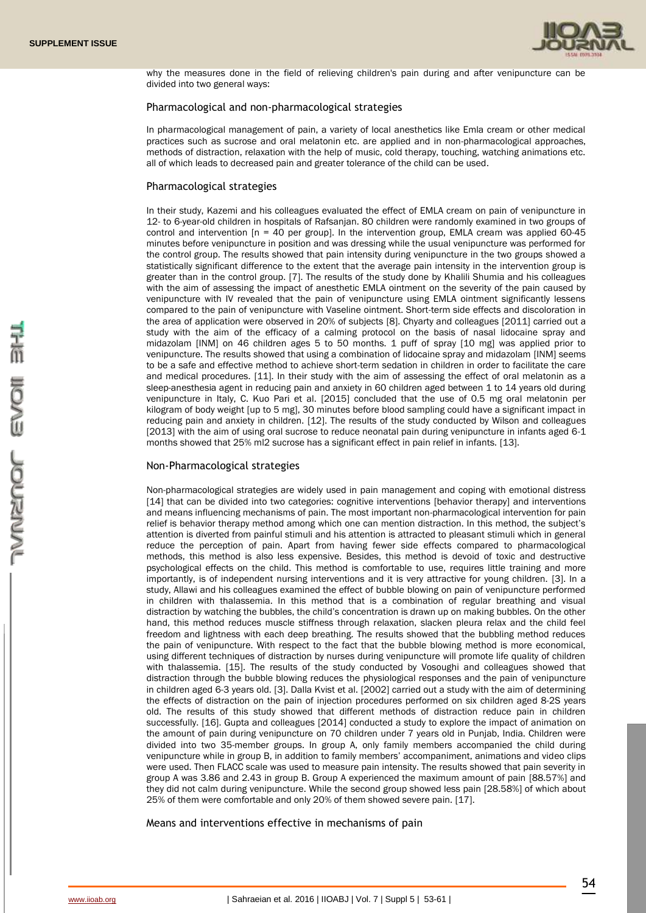why the measures done in the field of relieving children's pain during and after venipuncture can be divided into two general ways:

## Pharmacological and non-pharmacological strategies

In pharmacological management of pain, a variety of local anesthetics like Emla cream or other medical practices such as sucrose and oral melatonin etc. are applied and in non-pharmacological approaches, methods of distraction, relaxation with the help of music, cold therapy, touching, watching animations etc. all of which leads to decreased pain and greater tolerance of the child can be used.

## Pharmacological strategies

In their study, Kazemi and his colleagues evaluated the effect of EMLA cream on pain of venipuncture in 12- to 6-year-old children in hospitals of Rafsanjan. 80 children were randomly examined in two groups of control and intervention [n = 40 per group]. In the intervention group, EMLA cream was applied 60-45 minutes before venipuncture in position and was dressing while the usual venipuncture was performed for the control group. The results showed that pain intensity during venipuncture in the two groups showed a statistically significant difference to the extent that the average pain intensity in the intervention group is greater than in the control group. [7]. The results of the study done by Khalili Shumia and his colleagues with the aim of assessing the impact of anesthetic EMLA ointment on the severity of the pain caused by venipuncture with IV revealed that the pain of venipuncture using EMLA ointment significantly lessens compared to the pain of venipuncture with Vaseline ointment. Short-term side effects and discoloration in the area of application were observed in 20% of subjects [8]. Chyarty and colleagues [2011] carried out a study with the aim of the efficacy of a calming protocol on the basis of nasal lidocaine spray and midazolam [INM] on 46 children ages 5 to 50 months. 1 puff of spray [10 mg] was applied prior to venipuncture. The results showed that using a combination of lidocaine spray and midazolam [INM] seems to be a safe and effective method to achieve short-term sedation in children in order to facilitate the care and medical procedures. [11]. In their study with the aim of assessing the effect of oral melatonin as a sleep-anesthesia agent in reducing pain and anxiety in 60 children aged between 1 to 14 years old during venipuncture in Italy, C. Kuo Pari et al. [2015] concluded that the use of 0.5 mg oral melatonin per kilogram of body weight [up to 5 mg], 30 minutes before blood sampling could have a significant impact in reducing pain and anxiety in children. [12]. The results of the study conducted by Wilson and colleagues [2013] with the aim of using oral sucrose to reduce neonatal pain during venipuncture in infants aged 6-1 months showed that 25% ml2 sucrose has a significant effect in pain relief in infants. [13].

## Non-Pharmacological strategies

Non-pharmacological strategies are widely used in pain management and coping with emotional distress [14] that can be divided into two categories: cognitive interventions [behavior therapy] and interventions and means influencing mechanisms of pain. The most important non-pharmacological intervention for pain relief is behavior therapy method among which one can mention distraction. In this method, the subject's attention is diverted from painful stimuli and his attention is attracted to pleasant stimuli which in general reduce the perception of pain. Apart from having fewer side effects compared to pharmacological methods, this method is also less expensive. Besides, this method is devoid of toxic and destructive psychological effects on the child. This method is comfortable to use, requires little training and more importantly, is of independent nursing interventions and it is very attractive for young children. [3]. In a study, Allawi and his colleagues examined the effect of bubble blowing on pain of venipuncture performed in children with thalassemia. In this method that is a combination of regular breathing and visual distraction by watching the bubbles, the child's concentration is drawn up on making bubbles. On the other hand, this method reduces muscle stiffness through relaxation, slacken pleura relax and the child feel freedom and lightness with each deep breathing. The results showed that the bubbling method reduces the pain of venipuncture. With respect to the fact that the bubble blowing method is more economical, using different techniques of distraction by nurses during venipuncture will promote life quality of children with thalassemia. [15]. The results of the study conducted by Vosoughi and colleagues showed that distraction through the bubble blowing reduces the physiological responses and the pain of venipuncture in children aged 6-3 years old. [3]. Dalla Kvist et al. [2002] carried out a study with the aim of determining the effects of distraction on the pain of injection procedures performed on six children aged 8-2S years old. The results of this study showed that different methods of distraction reduce pain in children successfully. [16]. Gupta and colleagues [2014] conducted a study to explore the impact of animation on the amount of pain during venipuncture on 70 children under 7 years old in Punjab, India. Children were divided into two 35-member groups. In group A, only family members accompanied the child during venipuncture while in group B, in addition to family members' accompaniment, animations and video clips were used. Then FLACC scale was used to measure pain intensity. The results showed that pain severity in group A was 3.86 and 2.43 in group B. Group A experienced the maximum amount of pain [88.57%] and they did not calm during venipuncture. While the second group showed less pain [28.58%] of which about 25% of them were comfortable and only 20% of them showed severe pain. [17].

## Means and interventions effective in mechanisms of pain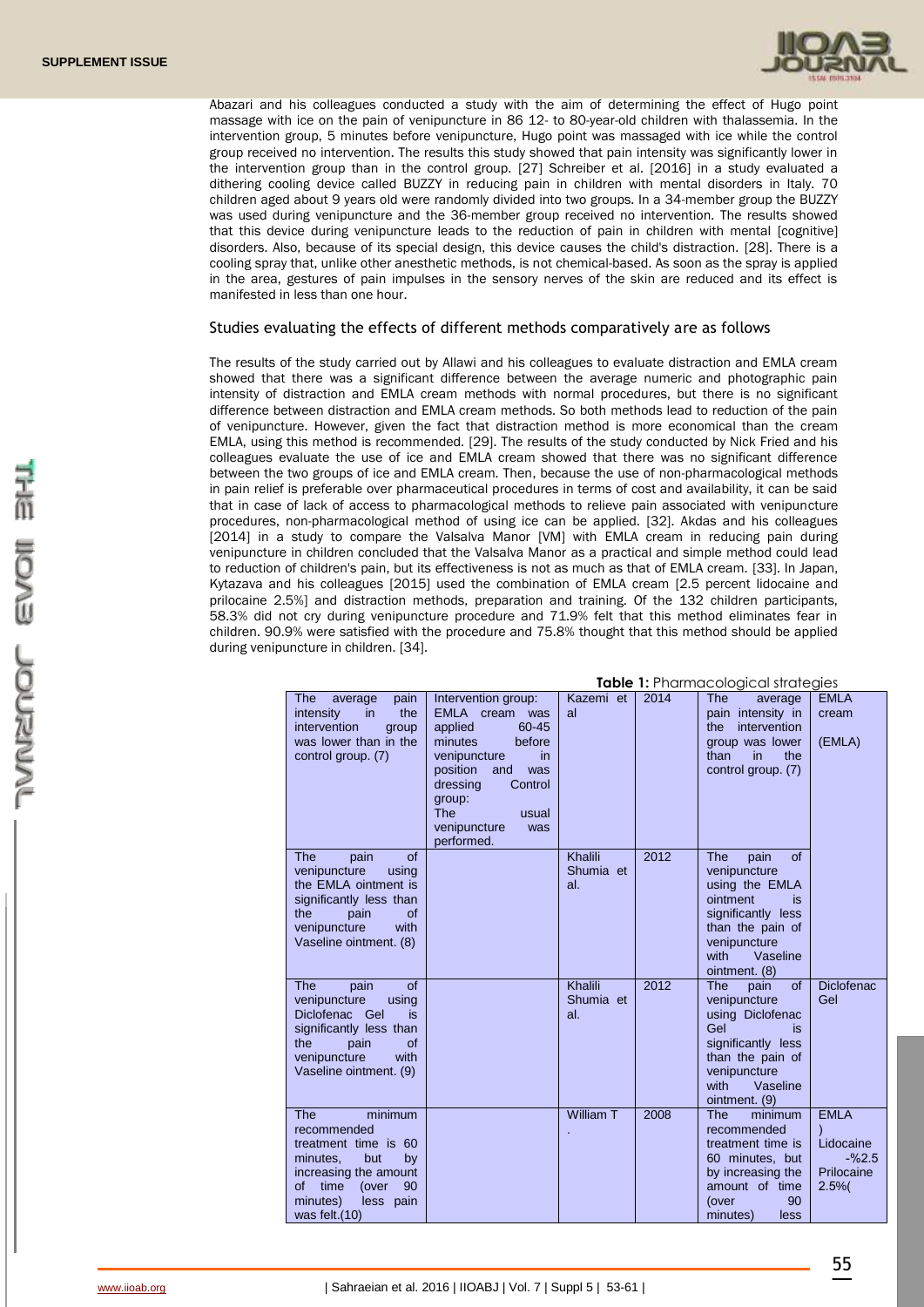Abazari and his colleagues conducted a study with the aim of determining the effect of Hugo point massage with ice on the pain of venipuncture in 86 12- to 80-year-old children with thalassemia. In the intervention group, 5 minutes before venipuncture, Hugo point was massaged with ice while the control group received no intervention. The results this study showed that pain intensity was significantly lower in the intervention group than in the control group. [27] Schreiber et al. [2016] in a study evaluated a dithering cooling device called BUZZY in reducing pain in children with mental disorders in Italy. 70 children aged about 9 years old were randomly divided into two groups. In a 34-member group the BUZZY was used during venipuncture and the 36-member group received no intervention. The results showed that this device during venipuncture leads to the reduction of pain in children with mental [cognitive] disorders. Also, because of its special design, this device causes the child's distraction. [28]. There is a cooling spray that, unlike other anesthetic methods, is not chemical-based. As soon as the spray is applied in the area, gestures of pain impulses in the sensory nerves of the skin are reduced and its effect is manifested in less than one hour.

### Studies evaluating the effects of different methods comparatively are as follows

The results of the study carried out by Allawi and his colleagues to evaluate distraction and EMLA cream showed that there was a significant difference between the average numeric and photographic pain intensity of distraction and EMLA cream methods with normal procedures, but there is no significant difference between distraction and EMLA cream methods. So both methods lead to reduction of the pain of venipuncture. However, given the fact that distraction method is more economical than the cream EMLA, using this method is recommended. [29]. The results of the study conducted by Nick Fried and his colleagues evaluate the use of ice and EMLA cream showed that there was no significant difference between the two groups of ice and EMLA cream. Then, because the use of non-pharmacological methods in pain relief is preferable over pharmaceutical procedures in terms of cost and availability, it can be said that in case of lack of access to pharmacological methods to relieve pain associated with venipuncture procedures, non-pharmacological method of using ice can be applied. [32]. Akdas and his colleagues [2014] in a study to compare the Valsalva Manor [VM] with EMLA cream in reducing pain during venipuncture in children concluded that the Valsalva Manor as a practical and simple method could lead to reduction of children's pain, but its effectiveness is not as much as that of EMLA cream. [33]. In Japan, Kytazava and his colleagues [2015] used the combination of EMLA cream [2.5 percent lidocaine and prilocaine 2.5%] and distraction methods, preparation and training. Of the 132 children participants, 58.3% did not cry during venipuncture procedure and 71.9% felt that this method eliminates fear in children. 90.9% were satisfied with the procedure and 75.8% thought that this method should be applied during venipuncture in children. [34].

**Table 1:** Pharmacological strategies

| | | | | | |
|---|---|---|---|---|---|
| The average pain intensity in the intervention group was lower than in the control group. (7) | Intervention group: EMLA cream was applied 60-45 minutes before venipuncture in position and was dressing Control group: The usual venipuncture was performed. | Kazemi et al | 2014 | The average pain intensity in the intervention group was lower than in the control group. (7) | EMLA cream (EMLA) |
| The pain of venipuncture using the EMLA ointment is significantly less than the pain of venipuncture with Vaseline ointment. (8) | | Khalili Shumia et al. | 2012 | The pain of venipuncture using the EMLA ointment is significantly less than the pain of venipuncture with Vaseline ointment. (8) | |
| The pain of venipuncture using Diclofenac Gel is significantly less than the pain of venipuncture with Vaseline ointment. (9) | | Khalili Shumia et al. | 2012 | The pain of venipuncture using Diclofenac Gel is significantly less than the pain of venipuncture with Vaseline ointment. (9) | Diclofenac Gel |
| The minimum recommended treatment time is 60 minutes, but by increasing the amount of time (over 90 minutes) less pain was felt.(10) | | William T . | 2008 | The minimum recommended treatment time is 60 minutes, but by increasing the amount of time (over 90 minutes) less | EMLA ) Lidocaine -%2.5 Prilocaine 2.5%( |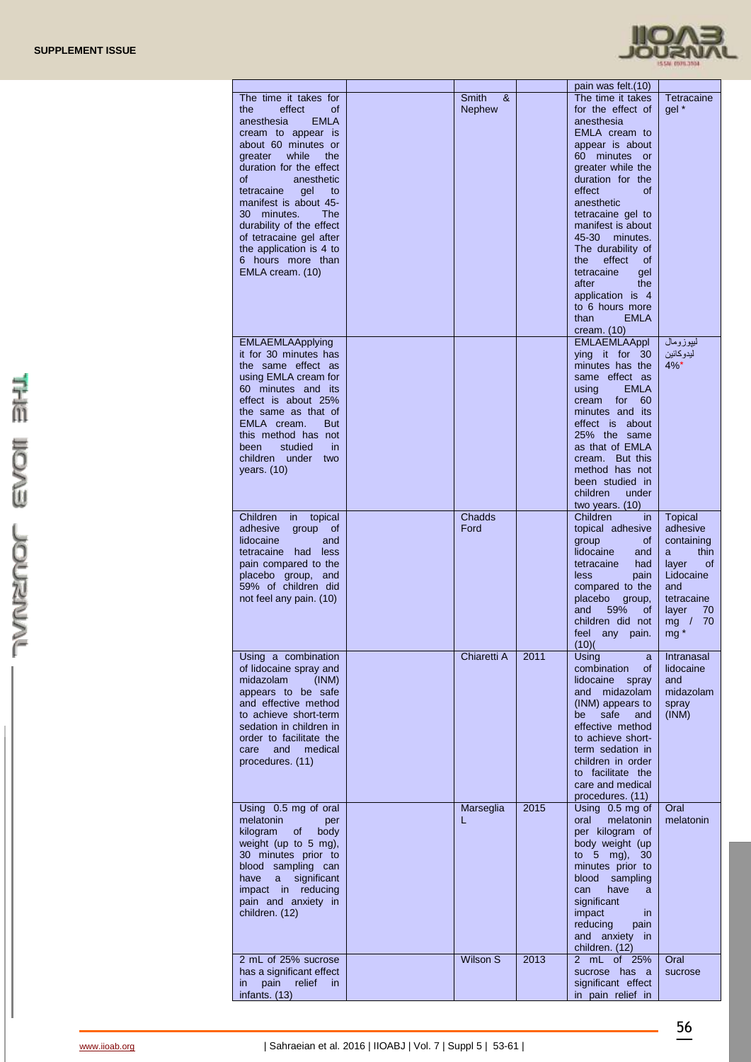|  |  |  |  |  |  |
|---|---|---|---|---|---|
|  |  |  |  | pain was felt.(10) |  |
| The time it takes for the effect of anesthesia EMLA cream to appear is about 60 minutes or greater while the duration for the effect of anesthetic tetracaine gel to manifest is about 45-30 minutes. The durability of the effect of tetracaine gel after the application is 4 to 6 hours more than EMLA cream. (10) |  | Smith & Nephew |  | The time it takes for the effect of anesthesia EMLA cream to appear is about 60 minutes or greater while the duration for the effect of anesthetic tetracaine gel to manifest is about 45-30 minutes. The durability of the effect of tetracaine gel after the application is 4 to 6 hours more than EMLA cream. (10) | Tetracaine gel * |
| EMLAEMLAApplying it for 30 minutes has the same effect as using EMLA cream for 60 minutes and its effect is about 25% the same as that of EMLA cream. But this method has not been studied in children under two years. (10) |  |  |  | EMLAEMLAApplying it for 30 minutes has the same effect as using EMLA cream for 60 minutes and its effect is about 25% the same as that of EMLA cream. But this method has not been studied in children under two years. (10) | لیپوزومال لیدوکائین 4%* |
| Children in topical adhesive group of lidocaine and tetracaine had less pain compared to the placebo group, and 59% of children did not feel any pain. (10) |  | Chadds Ford |  | Children in topical adhesive group of lidocaine and tetracaine had less pain compared to the placebo group, and 59% of children did not feel any pain. (10)( | Topical adhesive containing a thin layer of Lidocaine and tetracaine layer 70 mg / 70 mg * |
| Using a combination of lidocaine spray and midazolam (INM) appears to be safe and effective method to achieve short-term sedation in children in order to facilitate the care and medical procedures. (11) |  | Chiaretti A | 2011 | Using a combination of lidocaine spray and midazolam (INM) appears to be safe and effective method to achieve short-term sedation in children in order to facilitate the care and medical procedures. (11) | Intranasal lidocaine and midazolam spray (INM) |
| Using 0.5 mg of oral melatonin per kilogram of body weight (up to 5 mg), 30 minutes prior to blood sampling can have a significant impact in reducing pain and anxiety in children. (12) |  | Marseglia L | 2015 | Using 0.5 mg of oral melatonin per kilogram of body weight (up to 5 mg), 30 minutes prior to blood sampling can have a significant impact in reducing pain and anxiety in children. (12) | Oral melatonin |
| 2 mL of 25% sucrose has a significant effect in pain relief in infants. (13) |  | Wilson S | 2013 | 2 mL of 25% sucrose has a significant effect in pain relief in | Oral sucrose |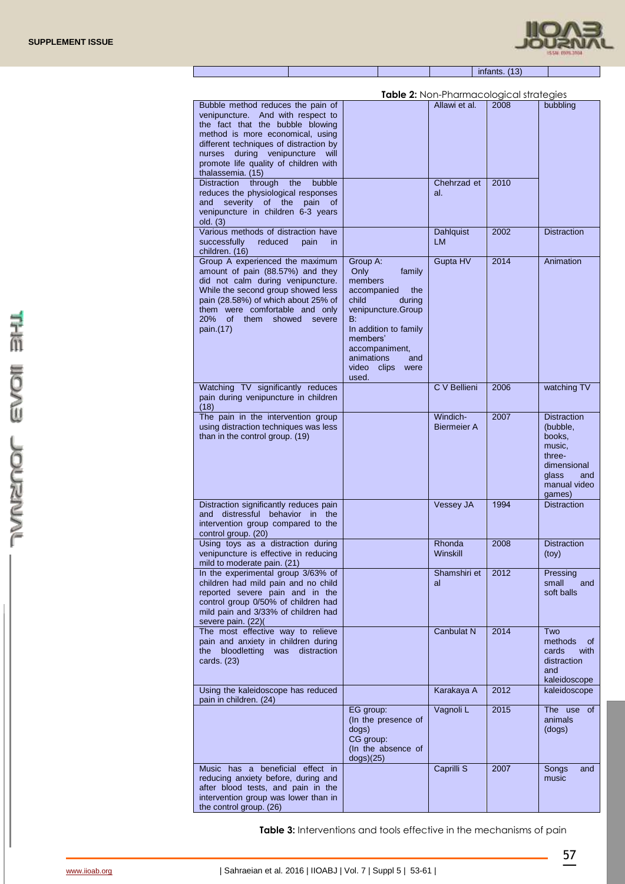| | | | | infants. (13) | |
|---|---|---|---|---|---|

**Table 2:** Non-Pharmacological strategies

| | | | | |
|---|---|---|---|---|
| Bubble method reduces the pain of venipuncture. And with respect to the fact that the bubble blowing method is more economical, using different techniques of distraction by nurses during venipuncture will promote life quality of children with thalassemia. (15) | | Allawi et al. | 2008 | bubbling |
| Distraction through the bubble reduces the physiological responses and severity of the pain of venipuncture in children 6-3 years old. (3) | | Chehrzad et al. | 2010 | |
| Various methods of distraction have successfully reduced pain in children. (16) | | Dahlquist LM | 2002 | Distraction |
| Group A experienced the maximum amount of pain (88.57%) and they did not calm during venipuncture. While the second group showed less pain (28.58%) of which about 25% of them were comfortable and only 20% of them showed severe pain.(17) | Group A: Only family members accompanied the child during venipuncture.Group B: In addition to family members' accompaniment, animations and video clips were used. | Gupta HV | 2014 | Animation |
| Watching TV significantly reduces pain during venipuncture in children (18) | | C V Bellieni | 2006 | watching TV |
| The pain in the intervention group using distraction techniques was less than in the control group. (19) | | Windich-Biermeier A | 2007 | Distraction (bubble, books, music, three-dimensional glass and manual video games) |
| Distraction significantly reduces pain and distressful behavior in the intervention group compared to the control group. (20) | | Vessey JA | 1994 | Distraction |
| Using toys as a distraction during venipuncture is effective in reducing mild to moderate pain. (21) | | Rhonda Winskill | 2008 | Distraction (toy) |
| In the experimental group 3/63% of children had mild pain and no child reported severe pain and in the control group 0/50% of children had mild pain and 3/33% of children had severe pain. (22)( | | Shamshiri et al | 2012 | Pressing small and soft balls |
| The most effective way to relieve pain and anxiety in children during the bloodletting was distraction cards. (23) | | Canbulat N | 2014 | Two methods of cards with distraction and kaleidoscope |
| Using the kaleidoscope has reduced pain in children. (24) | | Karakaya A | 2012 | kaleidoscope |
| | EG group: (In the presence of dogs) CG group: (In the absence of dogs)(25) | Vagnoli L | 2015 | The use of animals (dogs) |
| Music has a beneficial effect in reducing anxiety before, during and after blood tests, and pain in the intervention group was lower than in the control group. (26) | | Caprilli S | 2007 | Songs and music |

**Table 3:** Interventions and tools effective in the mechanisms of pain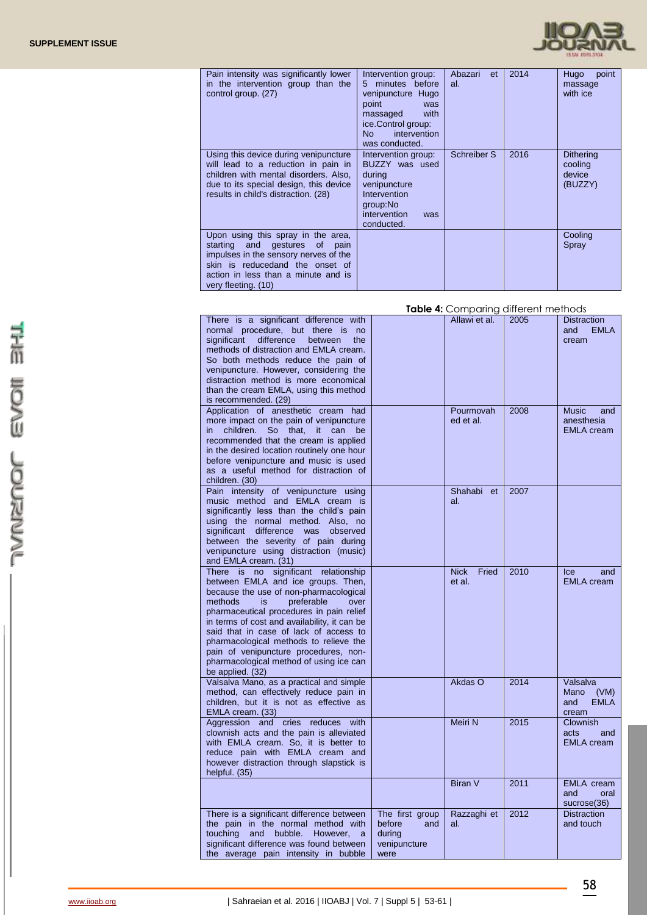| | | | | |
|---|---|---|---|---|
| Pain intensity was significantly lower in the intervention group than the control group. (27) | Intervention group: 5 minutes before venipuncture Hugo point was massaged with ice.Control group: No intervention was conducted. | Abazari et al. | 2014 | Hugo point massage with ice |
| Using this device during venipuncture will lead to a reduction in pain in children with mental disorders. Also, due to its special design, this device results in child's distraction. (28) | Intervention group: BUZZY was used during venipuncture Intervention group:No intervention was conducted. | Schreiber S | 2016 | Dithering cooling device (BUZZY) |
| Upon using this spray in the area, starting and gestures of pain impulses in the sensory nerves of the skin is reducedand the onset of action in less than a minute and is very fleeting. (10) | | | | Cooling Spray |

**Table 4:** Comparing different methods

| | | | | |
|---|---|---|---|---|
| There is a significant difference with normal procedure, but there is no significant difference between the methods of distraction and EMLA cream. So both methods reduce the pain of venipuncture. However, considering the distraction method is more economical than the cream EMLA, using this method is recommended. (29) | | Allawi et al. | 2005 | Distraction and EMLA cream |
| Application of anesthetic cream had more impact on the pain of venipuncture in children. So that, it can be recommended that the cream is applied in the desired location routinely one hour before venipuncture and music is used as a useful method for distraction of children. (30) | | Pourmovahed et al. | 2008 | Music and anesthesia EMLA cream |
| Pain intensity of venipuncture using music method and EMLA cream is significantly less than the child's pain using the normal method. Also, no significant difference was observed between the severity of pain during venipuncture using distraction (music) and EMLA cream. (31) | | Shahabi et al. | 2007 | |
| There is no significant relationship between EMLA and ice groups. Then, because the use of non-pharmacological methods is preferable over pharmaceutical procedures in pain relief in terms of cost and availability, it can be said that in case of lack of access to pharmacological methods to relieve the pain of venipuncture procedures, non-pharmacological method of using ice can be applied. (32) | | Nick Fried et al. | 2010 | Ice and EMLA cream |
| Valsalva Mano, as a practical and simple method, can effectively reduce pain in children, but it is not as effective as EMLA cream. (33) | | Akdas O | 2014 | Valsalva Mano (VM) and EMLA cream |
| Aggression and cries reduces with clownish acts and the pain is alleviated with EMLA cream. So, it is better to reduce pain with EMLA cream and however distraction through slapstick is helpful. (35) | | Meiri N | 2015 | Clownish acts and EMLA cream |
| | | Biran V | 2011 | EMLA cream and oral sucrose(36) |
| There is a significant difference between the pain in the normal method with touching and bubble. However, a significant difference was found between the average pain intensity in bubble | The first group before and during venipuncture were | Razzaghi et al. | 2012 | Distraction and touch |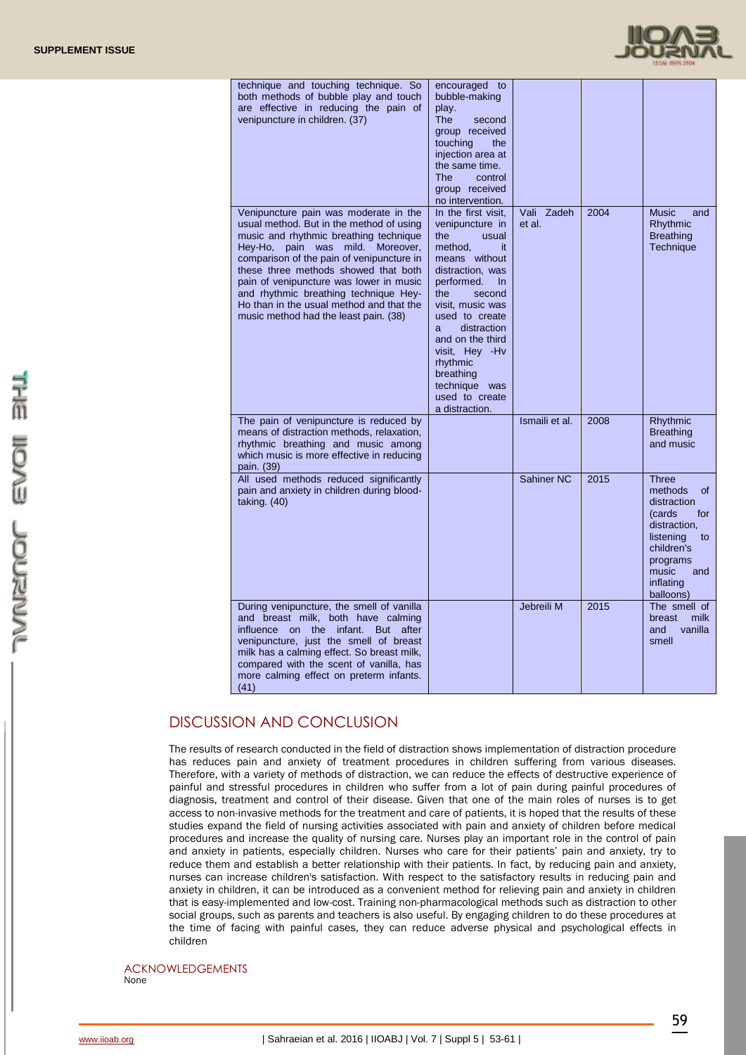| | | | | |
|---|---|---|---|---|
| technique and touching technique. So both methods of bubble play and touch are effective in reducing the pain of venipuncture in children. (37) | encouraged to bubble-making play. The second group received touching the injection area at the same time. The control group received no intervention. | | | |
| Venipuncture pain was moderate in the usual method. But in the method of using music and rhythmic breathing technique Hey-Ho, pain was mild. Moreover, comparison of the pain of venipuncture in these three methods showed that both pain of venipuncture was lower in music and rhythmic breathing technique Hey-Ho than in the usual method and that the music method had the least pain. (38) | In the first visit, venipuncture in the usual method, it means without distraction, was performed. In the second visit, music was used to create a distraction and on the third visit, Hey -Hv rhythmic breathing technique was used to create a distraction. | Vali Zadeh et al. | 2004 | Music and Rhythmic Breathing Technique |
| The pain of venipuncture is reduced by means of distraction methods, relaxation, rhythmic breathing and music among which music is more effective in reducing pain. (39) | | Ismaili et al. | 2008 | Rhythmic Breathing and music |
| All used methods reduced significantly pain and anxiety in children during blood-taking. (40) | | Sahiner NC | 2015 | Three methods of distraction (cards for distraction, listening to children's programs music and inflating balloons) |
| During venipuncture, the smell of vanilla and breast milk, both have calming influence on the infant. But after venipuncture, just the smell of breast milk has a calming effect. So breast milk, compared with the scent of vanilla, has more calming effect on preterm infants. (41) | | Jebreili M | 2015 | The smell of breast milk and vanilla smell |

## DISCUSSION AND CONCLUSION

The results of research conducted in the field of distraction shows implementation of distraction procedure has reduces pain and anxiety of treatment procedures in children suffering from various diseases. Therefore, with a variety of methods of distraction, we can reduce the effects of destructive experience of painful and stressful procedures in children who suffer from a lot of pain during painful procedures of diagnosis, treatment and control of their disease. Given that one of the main roles of nurses is to get access to non-invasive methods for the treatment and care of patients, it is hoped that the results of these studies expand the field of nursing activities associated with pain and anxiety of children before medical procedures and increase the quality of nursing care. Nurses play an important role in the control of pain and anxiety in patients, especially children. Nurses who care for their patients' pain and anxiety, try to reduce them and establish a better relationship with their patients. In fact, by reducing pain and anxiety, nurses can increase children's satisfaction. With respect to the satisfactory results in reducing pain and anxiety in children, it can be introduced as a convenient method for relieving pain and anxiety in children that is easy-implemented and low-cost. Training non-pharmacological methods such as distraction to other social groups, such as parents and teachers is also useful. By engaging children to do these procedures at the time of facing with painful cases, they can reduce adverse physical and psychological effects in children

### ACKNOWLEDGEMENTS

None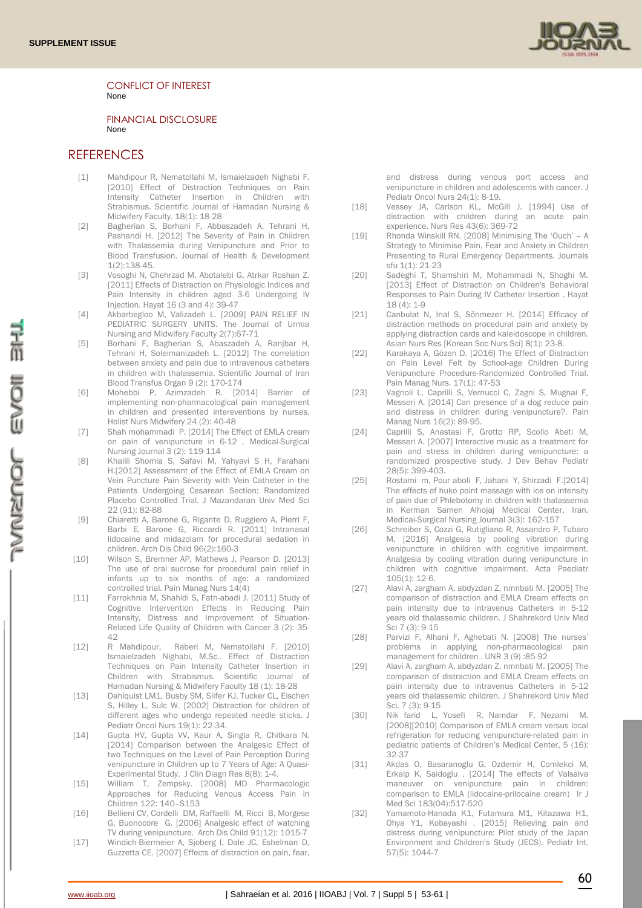CONFLICT OF INTEREST
None

FINANCIAL DISCLOSURE
None

## REFERENCES

[1] Mahdipour R, Nematollahi M, Ismaielzadeh Nighabi F. [2010] Effect of Distraction Techniques on Pain Intensity Catheter Insertion in Children with Strabismus. Scientific Journal of Hamadan Nursing & Midwifery Faculty. 18(1): 18-28

[2] Bagherian S, Borhani F, Abbaszadeh A, Tehrani H, Pashandi H. [2012] The Severity of Pain in Children with Thalassemia during Venipuncture and Prior to Blood Transfusion. Journal of Health & Development 1(2):138-45.

[3] Vosoghi N, Chehrzad M, Abotalebi G, Atrkar Roshan Z. [2011] Effects of Distraction on Physiologic Indices and Pain Intensity in children aged 3-6 Undergoing IV Injection. Hayat 16 (3 and 4): 39-47

[4] Akbarbegloo M, Valizadeh L. [2009] PAIN RELIEF IN PEDIATRIC SURGERY UNITS. The Journal of Urmia Nursing and Midwifery Faculty 2(7):67-71

[5] Borhani F, Bagherian S, Abaszadeh A, Ranjbar H, Tehrani H, Soleimanizadeh L. [2012] The correlation between anxiety and pain due to intravenous catheters in children with thalassemia. Scientific Journal of Iran Blood Transfus Organ 9 (2): 170-174

[6] Mohebbi P, Azimzadeh R. [2014] Barrier of implementing non-pharmacological pain management in children and presented intereventions by nurses. Holist Nurs Midwifery 24 (2): 40-48

[7] Shah mohammadi P. [2014] The Effect of EMLA cream on pain of venipuncture in 6-12 . Medical-Surgical Nursing Journal 3 (2): 119-114

[8] Khalili Shomia S, Safavi M, Yahyavi S H, Farahani H.[2012] Assessment of the Effect of EMLA Cream on Vein Puncture Pain Severity with Vein Catheter in the Patients Undergoing Cesarean Section: Randomized Placebo Controlled Trial. J Mazandaran Univ Med Sci 22 (91): 82-88

[9] Chiaretti A, Barone G, Rigante D, Ruggiero A, Pierri F, Barbi E, Barone G, Riccardi R. [2011] Intranasal lidocaine and midazolam for procedural sedation in children. Arch Dis Child 96(2):160-3

[10] Wilson S, Bremner AP, Mathews J, Pearson D. [2013] The use of oral sucrose for procedural pain relief in infants up to six months of age: a randomized controlled trial. Pain Manag Nurs 14(4)

[11] Farrokhnia M, Shahidi S, Fath-abadi J. [2011] Study of Cognitive Intervention Effects in Reducing Pain Intensity, Distress and Improvement of Situation-Related Life Quality of Children with Cancer 3 (2): 35-42

[12] R Mahdipour, Raberi M, Nematollahi F. [2010] Ismaielzadeh Nighabi, M.Sc.. Effect of Distraction Techniques on Pain Intensity Catheter Insertion in Children with Strabismus. Scientific Journal of Hamadan Nursing & Midwifery Faculty 18 (1): 18-28

[13] Dahlquist LM1, Busby SM, Slifer KJ, Tucker CL, Eischen S, Hilley L, Sulc W. [2002] Distraction for children of different ages who undergo repeated needle sticks. J Pediatr Oncol Nurs 19(1): 22-34.

[14] Gupta HV, Gupta VV, Kaur A, Singla R, Chitkara N. [2014] Comparison between the Analgesic Effect of two Techniques on the Level of Pain Perception During venipuncture in Children up to 7 Years of Age: A Quasi-Experimental Study. J Clin Diagn Res 8(8): 1-4.

[15] William T, Zempsky. [2008] MD Pharmacologic Approaches for Reducing Venous Access Pain in Children 122: 140–S153

[16] Bellieni CV, Cordelli DM, Raffaelli M, Ricci B, Morgese G, Buonocore G. [2006] Analgesic effect of watching TV during venipuncture. Arch Dis Child 91(12): 1015-7

[17] Windich-Biermeier A, Sjoberg I, Dale JC, Eshelman D, Guzzetta CE. [2007] Effects of distraction on pain, fear, and distress during venous port access and venipuncture in children and adolescents with cancer. J Pediatr Oncol Nurs 24(1): 8-19.

[18] Vessey JA, Carlson KL, McGill J. [1994] Use of distraction with children during an acute pain experience. Nurs Res 43(6): 369-72

[19] Rhonda Winskill RN. [2008] Minimising The 'Ouch' – A Strategy to Minimise Pain, Fear and Anxiety in Children Presenting to Rural Emergency Departments. Journals sfu 1(1): 21-23

[20] Sadeghi T, Shamshiri M, Mohammadi N, Shoghi M. [2013] Effect of Distraction on Children's Behavioral Responses to Pain During IV Catheter Insertion . Hayat 18 (4): 1-9

[21] Canbulat N, Inal S, Sönmezer H. [2014] Efficacy of distraction methods on procedural pain and anxiety by applying distraction cards and kaleidoscope in children. Asian Nurs Res [Korean Soc Nurs Sci] 8(1): 23-8.

[22] Karakaya A, Gözen D. [2016] The Effect of Distraction on Pain Level Felt by School-age Children During Venipuncture Procedure-Randomized Controlled Trial. Pain Manag Nurs. 17(1): 47-53

[23] Vagnoli L, Caprilli S, Vernucci C, Zagni S, Mugnai F, Messeri A. [2014] Can presence of a dog reduce pain and distress in children during venipuncture?. Pain Manag Nurs 16(2): 89-95.

[24] Caprilli S, Anastasi F, Grotto RP, Scollo Abeti M, Messeri A. [2007] Interactive music as a treatment for pain and stress in children during venipuncture: a randomized prospective study. J Dev Behav Pediatr 28(5): 399-403.

[25] Rostami m, Pour aboli F, Jahani Y, Shirzadi F.[2014] The effects of huko point massage with ice on intensity of pain due of Phlebotomy in children with thalassemia in Kerman Samen Alhojaj Medical Center, Iran. Medical-Surgical Nursing Journal 3(3): 162-157

[26] Schreiber S, Cozzi G, Rutigliano R, Assandro P, Tubaro M. [2016] Analgesia by cooling vibration during venipuncture in children with cognitive impairment. Analgesia by cooling vibration during venipuncture in children with cognitive impairment. Acta Paediatr 105(1): 12-6.

[27] Alavi A, zargham A, abdyzdan Z, nmnbati M. [2005] The comparison of distraction and EMLA Cream effects on pain intensity due to intravenus Catheters in 5-12 years old thalassemic children. J Shahrekord Univ Med Sci 7 (3): 9-15

[28] Parvizi F, Alhani F, Aghebati N. [2008] The nurses' problems in applying non-pharmacological pain management for children . IJNR 3 (9) :85-92

[29] Alavi A, zargham A, abdyzdan Z, nmnbati M. [2005] The comparison of distraction and EMLA Cream effects on pain intensity due to intravenus Catheters in 5-12 years old thalassemic children. J Shahrekord Univ Med Sci. 7 (3): 9-15

[30] Nik farid L, Yosefi R, Namdar F, Nezami M. [2008][2010] Comparison of EMLA cream versus local refrigeration for reducing venipuncture-related pain in pediatric patients of Children's Medical Center, 5 (16): 32-37

[31] Akdas O, Basaranoglu G, Ozdemir H, Comlekci M, Erkalp K, Saidoglu . [2014] The effects of Valsalva maneuver on venipuncture pain in children: comparison to EMLA (lidocaine-prilocaine cream) Ir J Med Sci 183(04):517-520

[32] Yamamoto-Hanada K1, Futamura M1, Kitazawa H1, Ohya Y1, Kobayashi . [2015] Relieving pain and distress during venipuncture: Pilot study of the Japan Environment and Children's Study (JECS). Pediatr Int. 57(5): 1044-7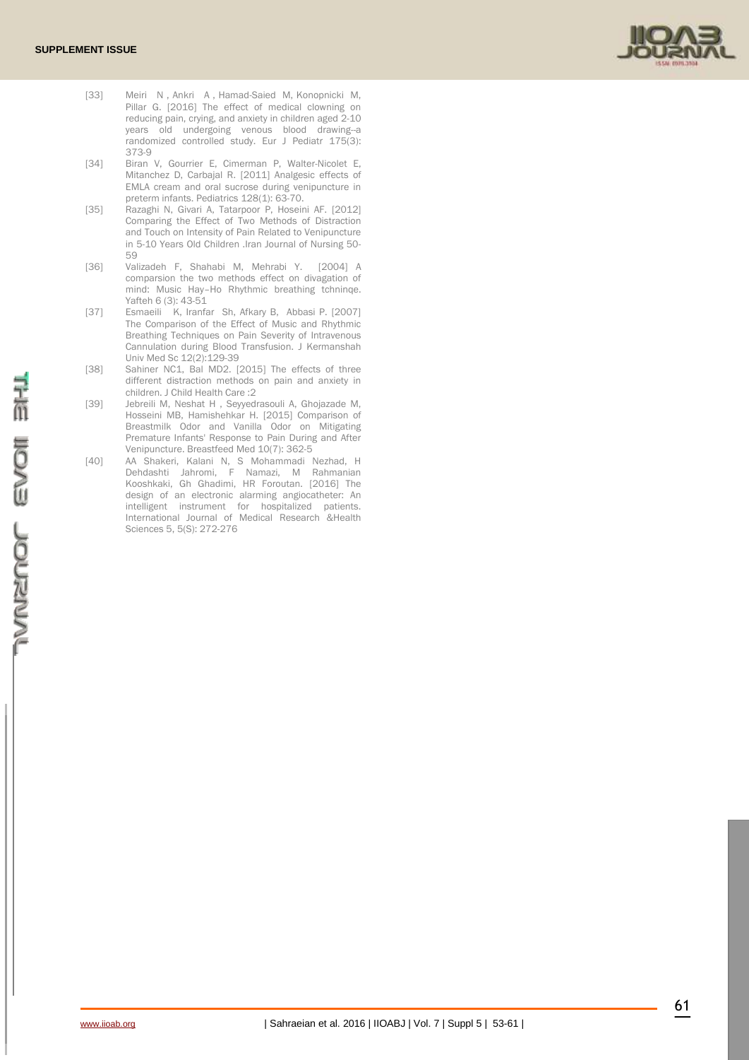[33] Meiri N , Ankri A , Hamad-Saied M, Konopnicki M, Pillar G. [2016] The effect of medical clowning on reducing pain, crying, and anxiety in children aged 2-10 years old undergoing venous blood drawing--a randomized controlled study. Eur J Pediatr 175(3): 373-9

[34] Biran V, Gourrier E, Cimerman P, Walter-Nicolet E, Mitanchez D, Carbajal R. [2011] Analgesic effects of EMLA cream and oral sucrose during venipuncture in preterm infants. Pediatrics 128(1): 63-70.

[35] Razaghi N, Givari A, Tatarpoor P, Hoseini AF. [2012] Comparing the Effect of Two Methods of Distraction and Touch on Intensity of Pain Related to Venipuncture in 5-10 Years Old Children .Iran Journal of Nursing 50-59

[36] Valizadeh F, Shahabi M, Mehrabi Y. [2004] A comparsion the two methods effect on divagation of mind: Music Hay–Ho Rhythmic breathing tchninqe. Yafteh 6 (3): 43-51

[37] Esmaeili K, Iranfar Sh, Afkary B, Abbasi P. [2007] The Comparison of the Effect of Music and Rhythmic Breathing Techniques on Pain Severity of Intravenous Cannulation during Blood Transfusion. J Kermanshah Univ Med Sc 12(2):129-39

[38] Sahiner NC1, Bal MD2. [2015] The effects of three different distraction methods on pain and anxiety in children. J Child Health Care :2

[39] Jebreili M, Neshat H , Seyyedrasouli A, Ghojazade M, Hosseini MB, Hamishehkar H. [2015] Comparison of Breastmilk Odor and Vanilla Odor on Mitigating Premature Infants' Response to Pain During and After Venipuncture. Breastfeed Med 10(7): 362-5

[40] AA Shakeri, Kalani N, S Mohammadi Nezhad, H Dehdashti Jahromi, F Namazi, M Rahmanian Kooshkaki, Gh Ghadimi, HR Foroutan. [2016] The design of an electronic alarming angiocatheter: An intelligent instrument for hospitalized patients. International Journal of Medical Research &Health Sciences 5, 5(S): 272-276